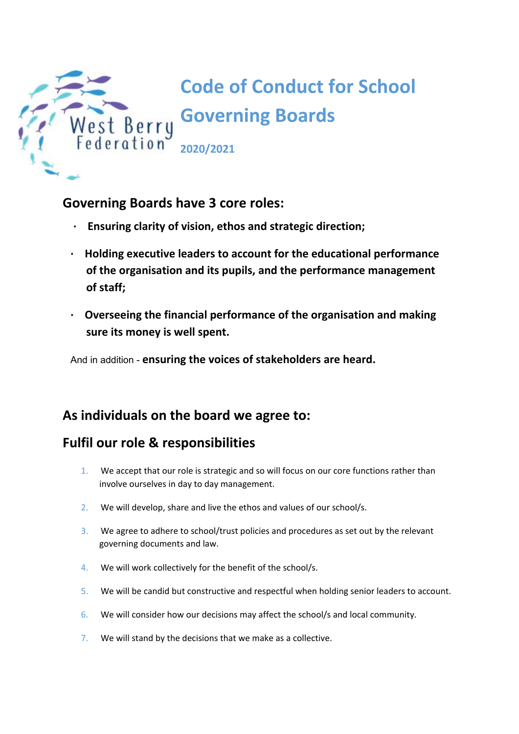West Berry Federation

# Code of Conduct for School Governing Boards

**2020/2021**

## Governing Boards have 3 core roles:

- **Ensuring clarity of vision, ethos and strategic direction;**
- **Holding executive leaders to account for the educational performance of the organisation and its pupils, and the performance management of staff;**
- **Overseeing the financial performance of the organisation and making sure its money is well spent.**

And in addition - **ensuring the voices of stakeholders are heard.**

## As individuals on the board we agree to:

## Fulfil our role & responsibilities

1. We accept that our role is strategic and so will focus on our core functions rather than involve ourselves in day to day management.
2. We will develop, share and live the ethos and values of our school/s.
3. We agree to adhere to school/trust policies and procedures as set out by the relevant governing documents and law.
4. We will work collectively for the benefit of the school/s.
5. We will be candid but constructive and respectful when holding senior leaders to account.
6. We will consider how our decisions may affect the school/s and local community.
7. We will stand by the decisions that we make as a collective.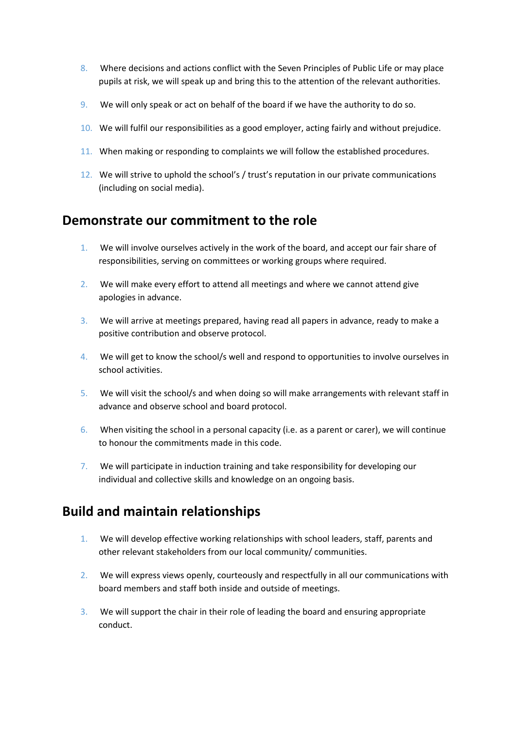8. Where decisions and actions conflict with the Seven Principles of Public Life or may place pupils at risk, we will speak up and bring this to the attention of the relevant authorities.
9. We will only speak or act on behalf of the board if we have the authority to do so.
10. We will fulfil our responsibilities as a good employer, acting fairly and without prejudice.
11. When making or responding to complaints we will follow the established procedures.
12. We will strive to uphold the school's / trust's reputation in our private communications (including on social media).

## Demonstrate our commitment to the role

1. We will involve ourselves actively in the work of the board, and accept our fair share of responsibilities, serving on committees or working groups where required.
2. We will make every effort to attend all meetings and where we cannot attend give apologies in advance.
3. We will arrive at meetings prepared, having read all papers in advance, ready to make a positive contribution and observe protocol.
4. We will get to know the school/s well and respond to opportunities to involve ourselves in school activities.
5. We will visit the school/s and when doing so will make arrangements with relevant staff in advance and observe school and board protocol.
6. When visiting the school in a personal capacity (i.e. as a parent or carer), we will continue to honour the commitments made in this code.
7. We will participate in induction training and take responsibility for developing our individual and collective skills and knowledge on an ongoing basis.

## Build and maintain relationships

1. We will develop effective working relationships with school leaders, staff, parents and other relevant stakeholders from our local community/ communities.
2. We will express views openly, courteously and respectfully in all our communications with board members and staff both inside and outside of meetings.
3. We will support the chair in their role of leading the board and ensuring appropriate conduct.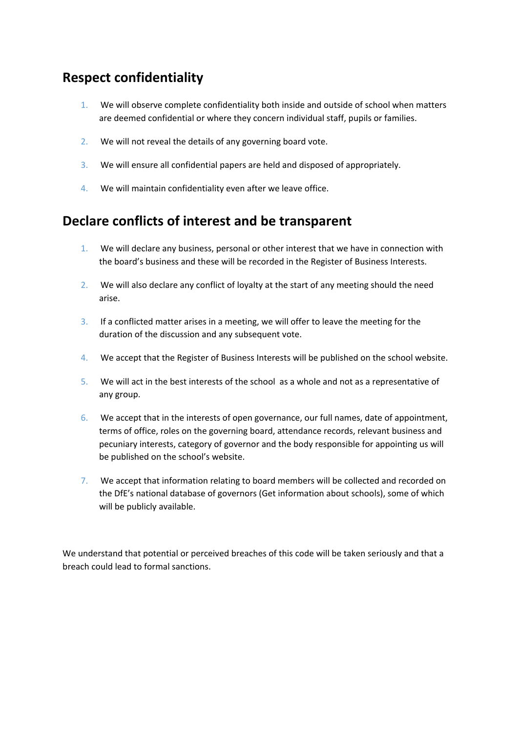## Respect confidentiality

1. We will observe complete confidentiality both inside and outside of school when matters are deemed confidential or where they concern individual staff, pupils or families.
2. We will not reveal the details of any governing board vote.
3. We will ensure all confidential papers are held and disposed of appropriately.
4. We will maintain confidentiality even after we leave office.

## Declare conflicts of interest and be transparent

1. We will declare any business, personal or other interest that we have in connection with the board's business and these will be recorded in the Register of Business Interests.
2. We will also declare any conflict of loyalty at the start of any meeting should the need arise.
3. If a conflicted matter arises in a meeting, we will offer to leave the meeting for the duration of the discussion and any subsequent vote.
4. We accept that the Register of Business Interests will be published on the school website.
5. We will act in the best interests of the school as a whole and not as a representative of any group.
6. We accept that in the interests of open governance, our full names, date of appointment, terms of office, roles on the governing board, attendance records, relevant business and pecuniary interests, category of governor and the body responsible for appointing us will be published on the school's website.
7. We accept that information relating to board members will be collected and recorded on the DfE's national database of governors (Get information about schools), some of which will be publicly available.

We understand that potential or perceived breaches of this code will be taken seriously and that a breach could lead to formal sanctions.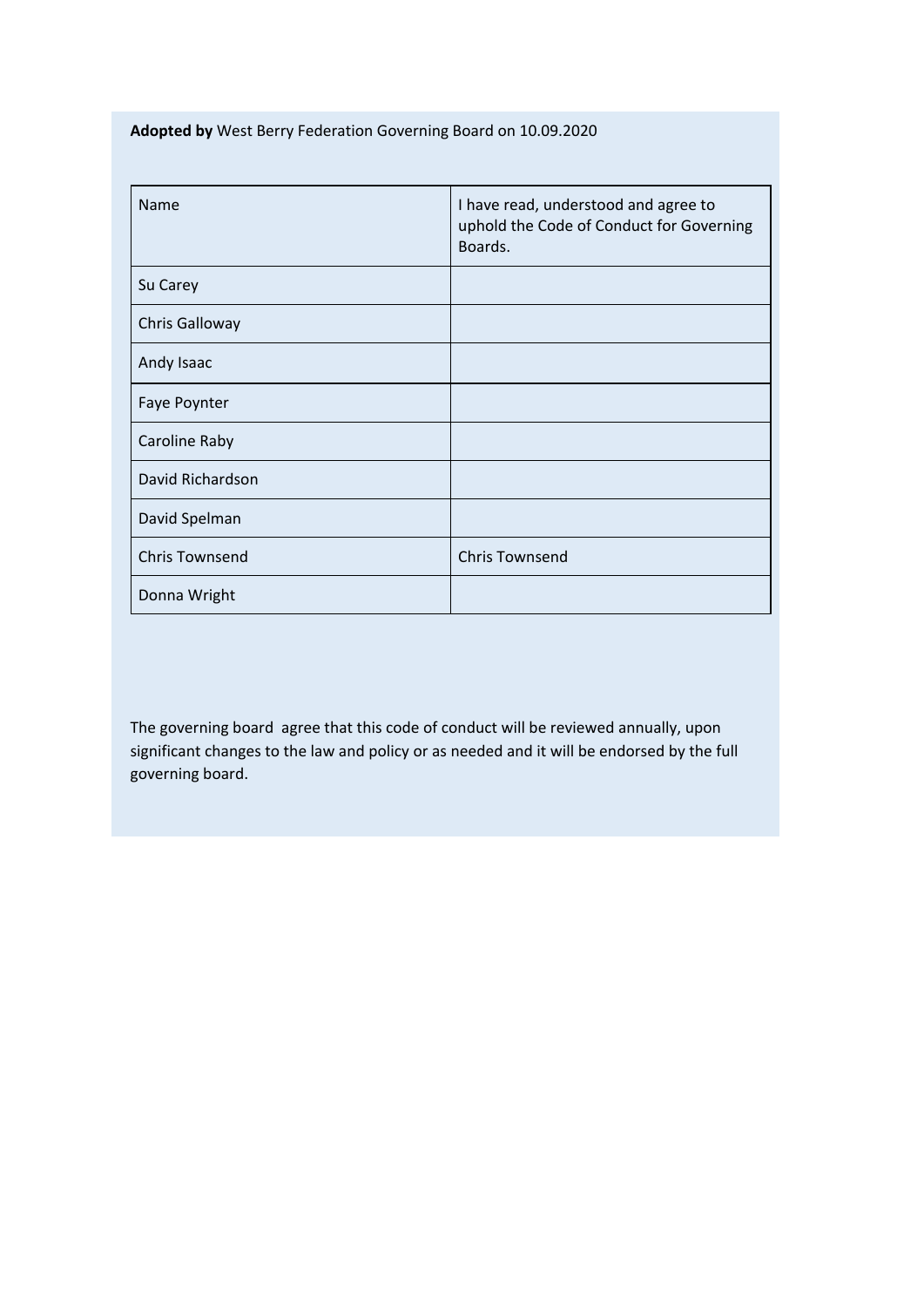**Adopted by** West Berry Federation Governing Board on 10.09.2020

| Name | I have read, understood and agree to uphold the Code of Conduct for Governing Boards. |
|---|---|
| Su Carey | |
| Chris Galloway | |
| Andy Isaac | |
| Faye Poynter | |
| Caroline Raby | |
| David Richardson | |
| David Spelman | |
| Chris Townsend | Chris Townsend |
| Donna Wright | |

The governing board agree that this code of conduct will be reviewed annually, upon significant changes to the law and policy or as needed and it will be endorsed by the full governing board.